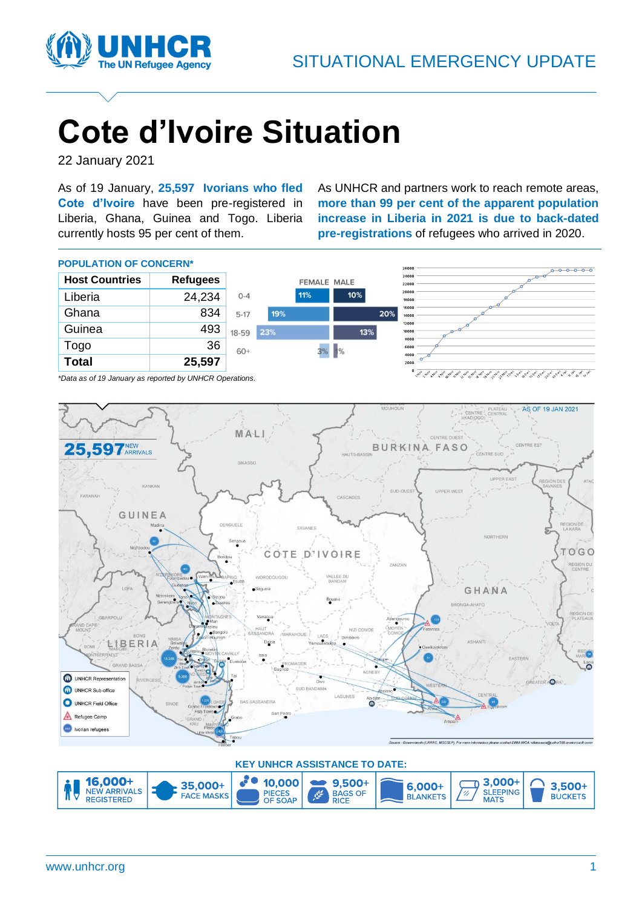SITUATIONAL EMERGENCY UPDATE

# Cote d'Ivoire Situation

22 January 2021

As of 19 January, **25,597 Ivorians who fled Cote d'Ivoire** have been pre-registered in Liberia, Ghana, Guinea and Togo. Liberia currently hosts 95 per cent of them.

As UNHCR and partners work to reach remote areas, **more than 99 per cent of the apparent population increase in Liberia in 2021 is due to back-dated pre-registrations** of refugees who arrived in 2020.

## POPULATION OF CONCERN*

| Host Countries | Refugees |
|---|---|
| Liberia | 24,234 |
| Ghana | 834 |
| Guinea | 493 |
| Togo | 36 |
| **Total** | **25,597** |

| Age | Female | Male |
|---|---|---|
| 0-4 | 11% | 10% |
| 5-17 | 19% | 20% |
| 18-59 | 23% | 13% |
| 60+ | 3% | 1% |

*Data as of 19 January as reported by UNHCR Operations.

AS OF 19 JAN 2021

25,597 NEW ARRIVALS

## KEY UNHCR ASSISTANCE TO DATE:

- 16,000+ NEW ARRIVALS REGISTERED
- 35,000+ FACE MASKS
- 10,000 PIECES OF SOAP
- 9,500+ BAGS OF RICE
- 6,000+ BLANKETS
- 3,000+ SLEEPING MATS
- 3,500+ BUCKETS

www.unhcr.org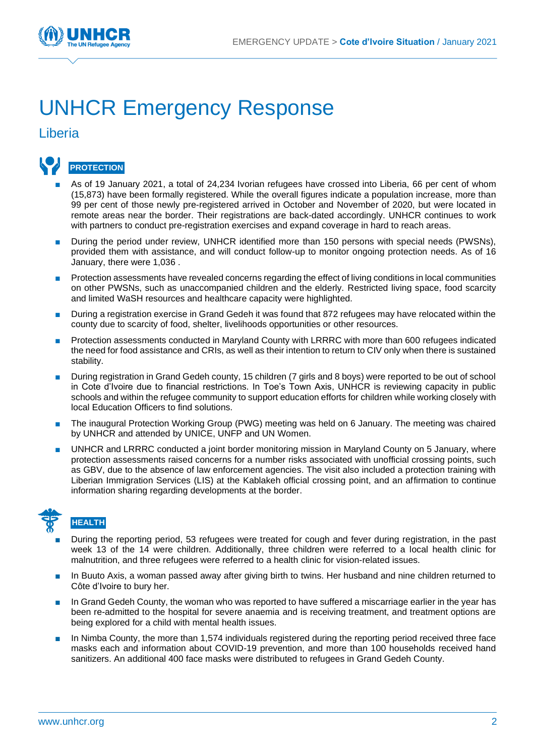# UNHCR Emergency Response

## Liberia

### PROTECTION

- As of 19 January 2021, a total of 24,234 Ivorian refugees have crossed into Liberia, 66 per cent of whom (15,873) have been formally registered. While the overall figures indicate a population increase, more than 99 per cent of those newly pre-registered arrived in October and November of 2020, but were located in remote areas near the border. Their registrations are back-dated accordingly. UNHCR continues to work with partners to conduct pre-registration exercises and expand coverage in hard to reach areas.
- During the period under review, UNHCR identified more than 150 persons with special needs (PWSNs), provided them with assistance, and will conduct follow-up to monitor ongoing protection needs. As of 16 January, there were 1,036 .
- Protection assessments have revealed concerns regarding the effect of living conditions in local communities on other PWSNs, such as unaccompanied children and the elderly. Restricted living space, food scarcity and limited WaSH resources and healthcare capacity were highlighted.
- During a registration exercise in Grand Gedeh it was found that 872 refugees may have relocated within the county due to scarcity of food, shelter, livelihoods opportunities or other resources.
- Protection assessments conducted in Maryland County with LRRRC with more than 600 refugees indicated the need for food assistance and CRIs, as well as their intention to return to CIV only when there is sustained stability.
- During registration in Grand Gedeh county, 15 children (7 girls and 8 boys) were reported to be out of school in Cote d'Ivoire due to financial restrictions. In Toe's Town Axis, UNHCR is reviewing capacity in public schools and within the refugee community to support education efforts for children while working closely with local Education Officers to find solutions.
- The inaugural Protection Working Group (PWG) meeting was held on 6 January. The meeting was chaired by UNHCR and attended by UNICE, UNFP and UN Women.
- UNHCR and LRRRC conducted a joint border monitoring mission in Maryland County on 5 January, where protection assessments raised concerns for a number risks associated with unofficial crossing points, such as GBV, due to the absence of law enforcement agencies. The visit also included a protection training with Liberian Immigration Services (LIS) at the Kablakeh official crossing point, and an affirmation to continue information sharing regarding developments at the border.

### HEALTH

- During the reporting period, 53 refugees were treated for cough and fever during registration, in the past week 13 of the 14 were children. Additionally, three children were referred to a local health clinic for malnutrition, and three refugees were referred to a health clinic for vision-related issues.
- In Buuto Axis, a woman passed away after giving birth to twins. Her husband and nine children returned to Côte d'Ivoire to bury her.
- In Grand Gedeh County, the woman who was reported to have suffered a miscarriage earlier in the year has been re-admitted to the hospital for severe anaemia and is receiving treatment, and treatment options are being explored for a child with mental health issues.
- In Nimba County, the more than 1,574 individuals registered during the reporting period received three face masks each and information about COVID-19 prevention, and more than 100 households received hand sanitizers. An additional 400 face masks were distributed to refugees in Grand Gedeh County.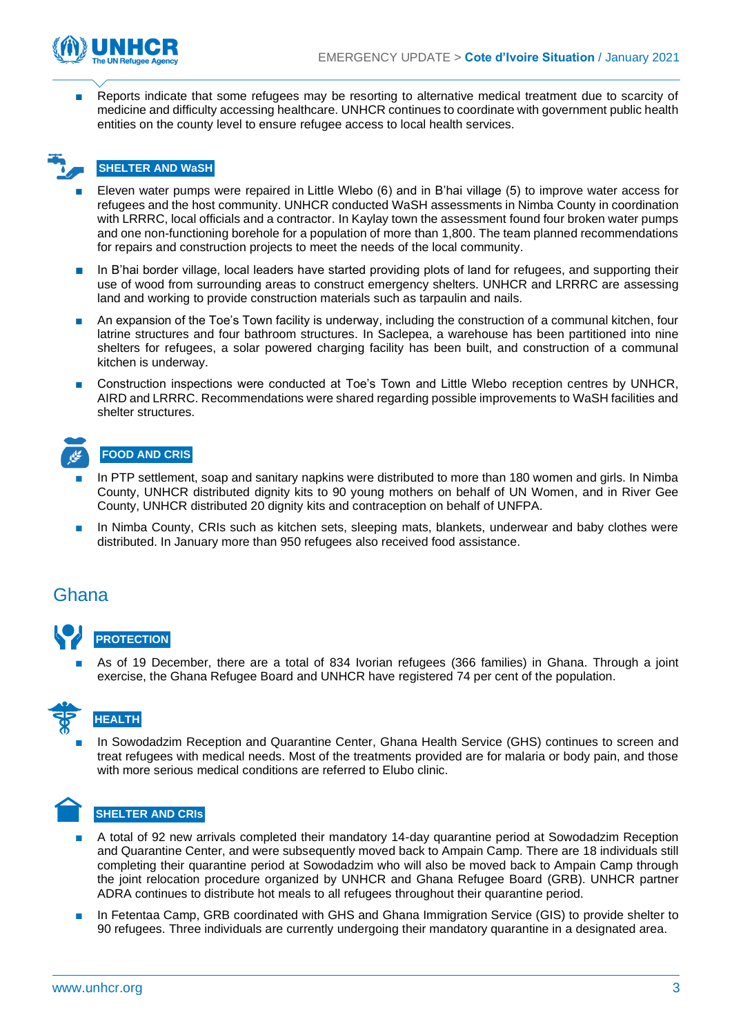- Reports indicate that some refugees may be resorting to alternative medical treatment due to scarcity of medicine and difficulty accessing healthcare. UNHCR continues to coordinate with government public health entities on the county level to ensure refugee access to local health services.

### SHELTER AND WaSH

- Eleven water pumps were repaired in Little Wlebo (6) and in B'hai village (5) to improve water access for refugees and the host community. UNHCR conducted WaSH assessments in Nimba County in coordination with LRRRC, local officials and a contractor. In Kaylay town the assessment found four broken water pumps and one non-functioning borehole for a population of more than 1,800. The team planned recommendations for repairs and construction projects to meet the needs of the local community.
- In B'hai border village, local leaders have started providing plots of land for refugees, and supporting their use of wood from surrounding areas to construct emergency shelters. UNHCR and LRRRC are assessing land and working to provide construction materials such as tarpaulin and nails.
- An expansion of the Toe's Town facility is underway, including the construction of a communal kitchen, four latrine structures and four bathroom structures. In Saclepea, a warehouse has been partitioned into nine shelters for refugees, a solar powered charging facility has been built, and construction of a communal kitchen is underway.
- Construction inspections were conducted at Toe's Town and Little Wlebo reception centres by UNHCR, AIRD and LRRRC. Recommendations were shared regarding possible improvements to WaSH facilities and shelter structures.

### FOOD AND CRIS

- In PTP settlement, soap and sanitary napkins were distributed to more than 180 women and girls. In Nimba County, UNHCR distributed dignity kits to 90 young mothers on behalf of UN Women, and in River Gee County, UNHCR distributed 20 dignity kits and contraception on behalf of UNFPA.
- In Nimba County, CRIs such as kitchen sets, sleeping mats, blankets, underwear and baby clothes were distributed. In January more than 950 refugees also received food assistance.

## Ghana

### PROTECTION

- As of 19 December, there are a total of 834 Ivorian refugees (366 families) in Ghana. Through a joint exercise, the Ghana Refugee Board and UNHCR have registered 74 per cent of the population.

### HEALTH

- In Sowodadzim Reception and Quarantine Center, Ghana Health Service (GHS) continues to screen and treat refugees with medical needs. Most of the treatments provided are for malaria or body pain, and those with more serious medical conditions are referred to Elubo clinic.

### SHELTER AND CRIs

- A total of 92 new arrivals completed their mandatory 14-day quarantine period at Sowodadzim Reception and Quarantine Center, and were subsequently moved back to Ampain Camp. There are 18 individuals still completing their quarantine period at Sowodadzim who will also be moved back to Ampain Camp through the joint relocation procedure organized by UNHCR and Ghana Refugee Board (GRB). UNHCR partner ADRA continues to distribute hot meals to all refugees throughout their quarantine period.
- In Fetentaa Camp, GRB coordinated with GHS and Ghana Immigration Service (GIS) to provide shelter to 90 refugees. Three individuals are currently undergoing their mandatory quarantine in a designated area.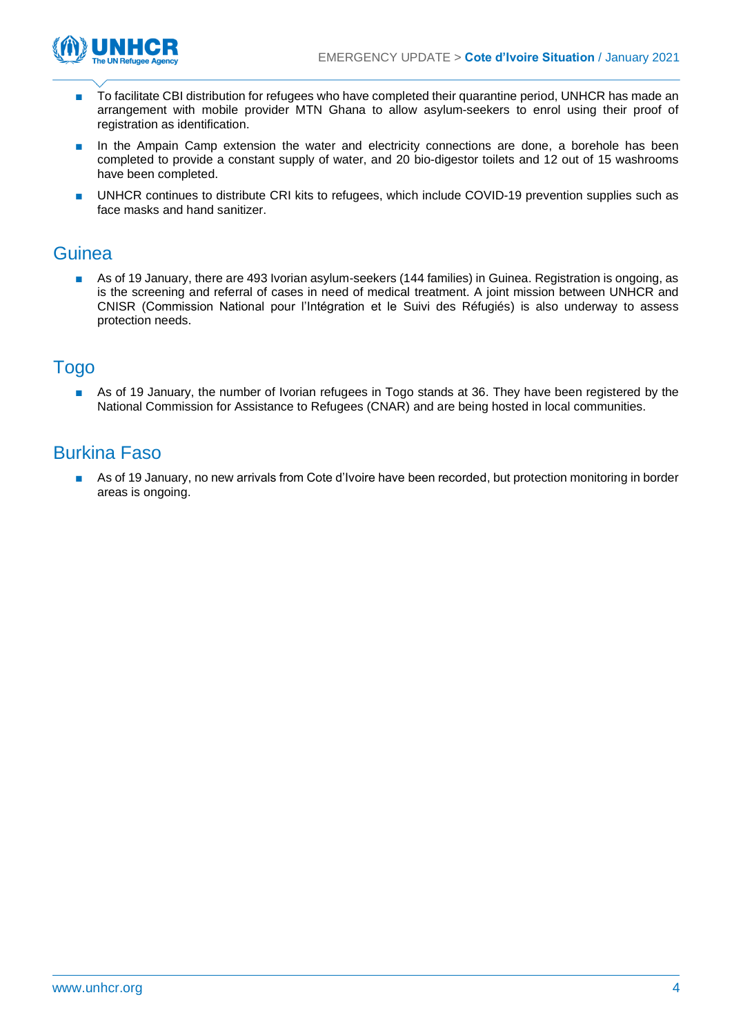- To facilitate CBI distribution for refugees who have completed their quarantine period, UNHCR has made an arrangement with mobile provider MTN Ghana to allow asylum-seekers to enrol using their proof of registration as identification.
- In the Ampain Camp extension the water and electricity connections are done, a borehole has been completed to provide a constant supply of water, and 20 bio-digestor toilets and 12 out of 15 washrooms have been completed.
- UNHCR continues to distribute CRI kits to refugees, which include COVID-19 prevention supplies such as face masks and hand sanitizer.

## Guinea

- As of 19 January, there are 493 Ivorian asylum-seekers (144 families) in Guinea. Registration is ongoing, as is the screening and referral of cases in need of medical treatment. A joint mission between UNHCR and CNISR (Commission National pour l'Intégration et le Suivi des Réfugiés) is also underway to assess protection needs.

## Togo

- As of 19 January, the number of Ivorian refugees in Togo stands at 36. They have been registered by the National Commission for Assistance to Refugees (CNAR) and are being hosted in local communities.

## Burkina Faso

- As of 19 January, no new arrivals from Cote d'Ivoire have been recorded, but protection monitoring in border areas is ongoing.